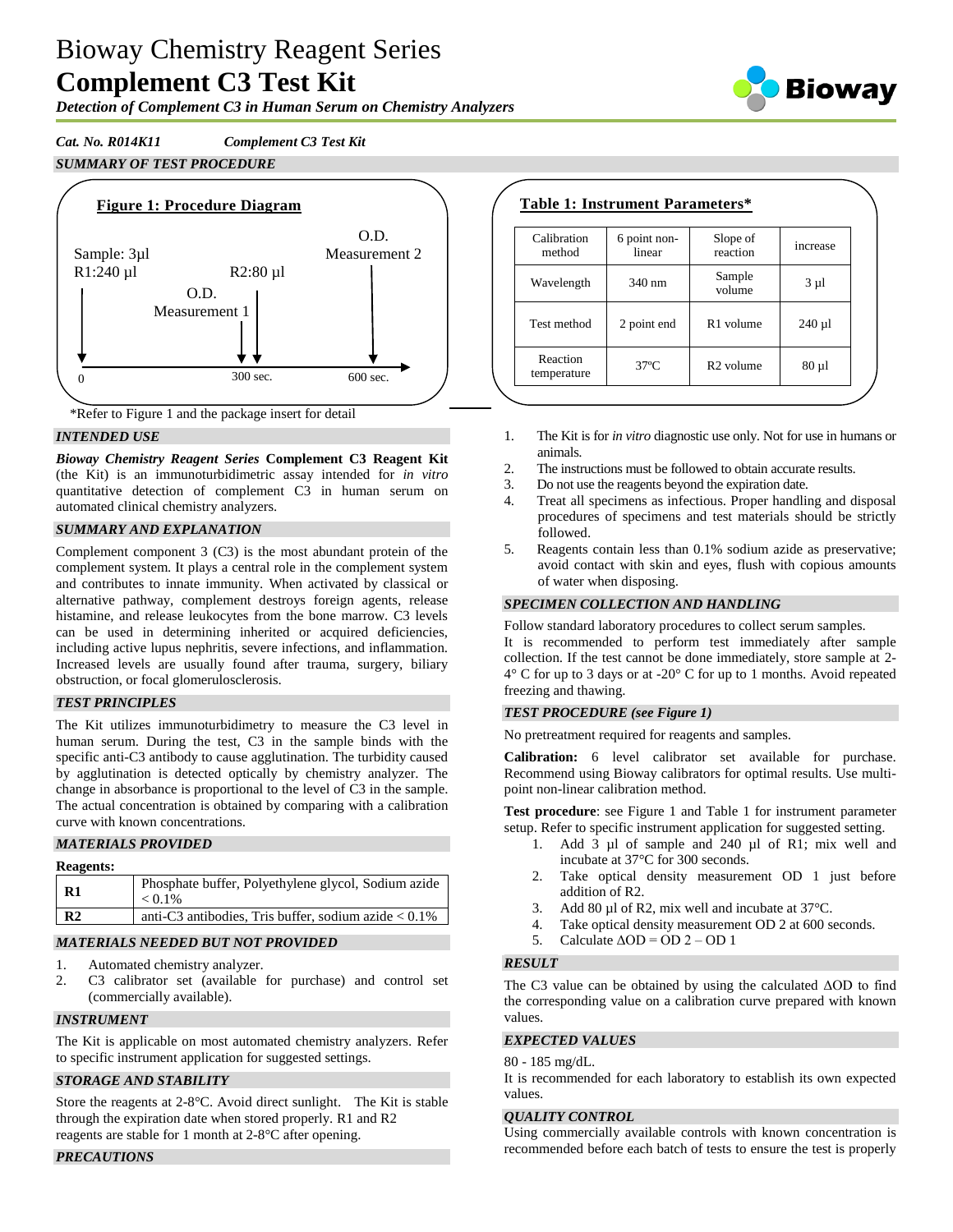# Bioway Chemistry Reagent Series

# **Complement C3 Test Kit**

***Detection of Complement C3 in Human Serum on Chemistry Analyzers***

***Cat. No. R014K11*** ***Complement C3 Test Kit***

## *SUMMARY OF TEST PROCEDURE*

**Figure 1: Procedure Diagram**

Sample: 3µl
R1:240 µl

O.D. Measurement 1

R2:80 µl

O.D. Measurement 2

0 — 300 sec. — 600 sec.

*Refer to Figure 1 and the package insert for detail

**Table 1: Instrument Parameters***

| Calibration method | 6 point non-linear | Slope of reaction | increase |
|---|---|---|---|
| Wavelength | 340 nm | Sample volume | 3 µl |
| Test method | 2 point end | R1 volume | 240 µl |
| Reaction temperature | 37ºC | R2 volume | 80 µl |

## *INTENDED USE*

***Bioway Chemistry Reagent Series*** **Complement C3 Reagent Kit** (the Kit) is an immunoturbidimetric assay intended for *in vitro* quantitative detection of complement C3 in human serum on automated clinical chemistry analyzers.

## *SUMMARY AND EXPLANATION*

Complement component 3 (C3) is the most abundant protein of the complement system. It plays a central role in the complement system and contributes to innate immunity. When activated by classical or alternative pathway, complement destroys foreign agents, release histamine, and release leukocytes from the bone marrow. C3 levels can be used in determining inherited or acquired deficiencies, including active lupus nephritis, severe infections, and inflammation. Increased levels are usually found after trauma, surgery, biliary obstruction, or focal glomerulosclerosis.

## *TEST PRINCIPLES*

The Kit utilizes immunoturbidimetry to measure the C3 level in human serum. During the test, C3 in the sample binds with the specific anti-C3 antibody to cause agglutination. The turbidity caused by agglutination is detected optically by chemistry analyzer. The change in absorbance is proportional to the level of C3 in the sample. The actual concentration is obtained by comparing with a calibration curve with known concentrations.

## *MATERIALS PROVIDED*

**Reagents:**

| | |
|---|---|
| **R1** | Phosphate buffer, Polyethylene glycol, Sodium azide < 0.1% |
| **R2** | anti-C3 antibodies, Tris buffer, sodium azide < 0.1% |

## *MATERIALS NEEDED BUT NOT PROVIDED*

1. Automated chemistry analyzer.
2. C3 calibrator set (available for purchase) and control set (commercially available).

## *INSTRUMENT*

The Kit is applicable on most automated chemistry analyzers. Refer to specific instrument application for suggested settings.

## *STORAGE AND STABILITY*

Store the reagents at 2-8°C. Avoid direct sunlight. The Kit is stable through the expiration date when stored properly. R1 and R2 reagents are stable for 1 month at 2-8°C after opening.

## *PRECAUTIONS*

1. The Kit is for *in vitro* diagnostic use only. Not for use in humans or animals.
2. The instructions must be followed to obtain accurate results.
3. Do not use the reagents beyond the expiration date.
4. Treat all specimens as infectious. Proper handling and disposal procedures of specimens and test materials should be strictly followed.
5. Reagents contain less than 0.1% sodium azide as preservative; avoid contact with skin and eyes, flush with copious amounts of water when disposing.

## *SPECIMEN COLLECTION AND HANDLING*

Follow standard laboratory procedures to collect serum samples.
It is recommended to perform test immediately after sample collection. If the test cannot be done immediately, store sample at 2-4° C for up to 3 days or at -20° C for up to 1 months. Avoid repeated freezing and thawing.

## *TEST PROCEDURE (see Figure 1)*

No pretreatment required for reagents and samples.

**Calibration:** 6 level calibrator set available for purchase. Recommend using Bioway calibrators for optimal results. Use multi-point non-linear calibration method.

**Test procedure**: see Figure 1 and Table 1 for instrument parameter setup. Refer to specific instrument application for suggested setting.

1. Add 3 µl of sample and 240 µl of R1; mix well and incubate at 37°C for 300 seconds.
2. Take optical density measurement OD 1 just before addition of R2.
3. Add 80 µl of R2, mix well and incubate at 37°C.
4. Take optical density measurement OD 2 at 600 seconds.
5. Calculate $\Delta OD = OD\ 2 - OD\ 1$

## *RESULT*

The C3 value can be obtained by using the calculated ΔOD to find the corresponding value on a calibration curve prepared with known values.

## *EXPECTED VALUES*

80 - 185 mg/dL.
It is recommended for each laboratory to establish its own expected values.

## *QUALITY CONTROL*

Using commercially available controls with known concentration is recommended before each batch of tests to ensure the test is properly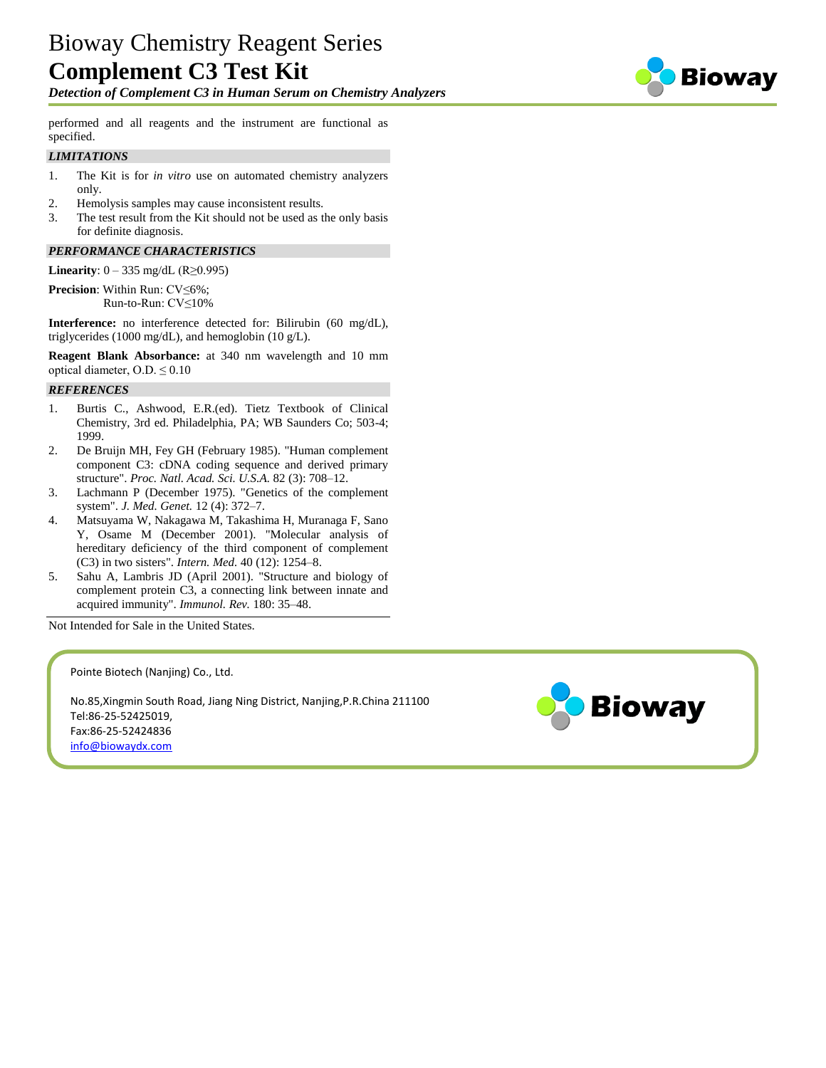performed and all reagents and the instrument are functional as specified.

### *LIMITATIONS*

1. The Kit is for *in vitro* use on automated chemistry analyzers only.
2. Hemolysis samples may cause inconsistent results.
3. The test result from the Kit should not be used as the only basis for definite diagnosis.

### *PERFORMANCE CHARACTERISTICS*

**Linearity**: 0 – 335 mg/dL (R≥0.995)

**Precision**: Within Run: CV≤6%;
Run-to-Run: CV≤10%

**Interference:** no interference detected for: Bilirubin (60 mg/dL), triglycerides (1000 mg/dL), and hemoglobin (10 g/L).

**Reagent Blank Absorbance:** at 340 nm wavelength and 10 mm optical diameter, O.D. ≤ 0.10

### *REFERENCES*

1. Burtis C., Ashwood, E.R.(ed). Tietz Textbook of Clinical Chemistry, 3rd ed. Philadelphia, PA; WB Saunders Co; 503-4; 1999.
2. De Bruijn MH, Fey GH (February 1985). "Human complement component C3: cDNA coding sequence and derived primary structure". *Proc. Natl. Acad. Sci. U.S.A.* 82 (3): 708–12.
3. Lachmann P (December 1975). "Genetics of the complement system". *J. Med. Genet.* 12 (4): 372–7.
4. Matsuyama W, Nakagawa M, Takashima H, Muranaga F, Sano Y, Osame M (December 2001). "Molecular analysis of hereditary deficiency of the third component of complement (C3) in two sisters". *Intern. Med.* 40 (12): 1254–8.
5. Sahu A, Lambris JD (April 2001). "Structure and biology of complement protein C3, a connecting link between innate and acquired immunity". *Immunol. Rev.* 180: 35–48.

Not Intended for Sale in the United States.

Pointe Biotech (Nanjing) Co., Ltd.

No.85,Xingmin South Road, Jiang Ning District, Nanjing,P.R.China 211100
Tel:86-25-52425019,
Fax:86-25-52424836
info@biowaydx.com